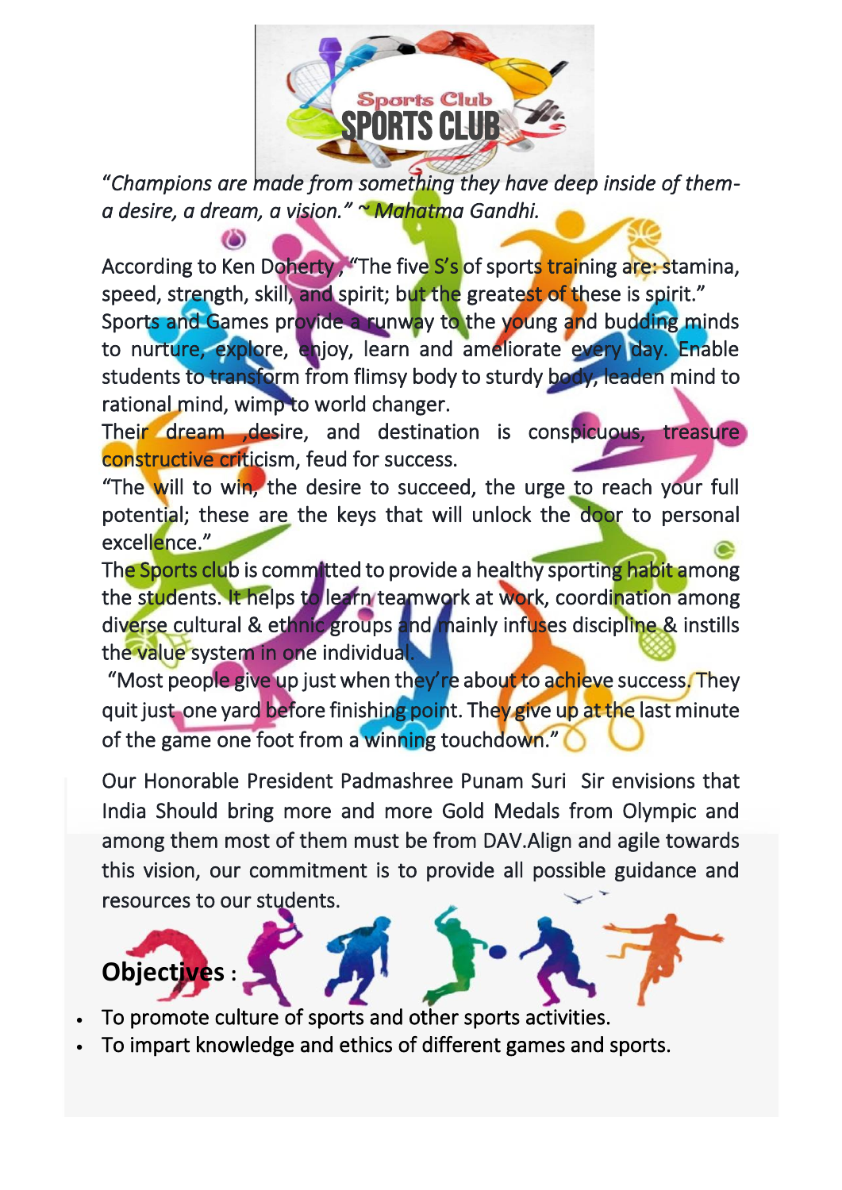*"Champions are made from something they have deep inside of them- a desire, a dream, a vision." ~ Mahatma Gandhi.*

According to Ken Doherty , "The five S's of sports training are: stamina, speed, strength, skill, and spirit; but the greatest of these is spirit." Sports and Games provide a runway to the young and budding minds to nurture, explore, enjoy, learn and ameliorate every day. Enable students to transform from flimsy body to sturdy body, leaden mind to rational mind, wimp to world changer.

Their dream ,desire, and destination is conspicuous, treasure constructive criticism, feud for success.

"The will to win, the desire to succeed, the urge to reach your full potential; these are the keys that will unlock the door to personal excellence."

The Sports club is committed to provide a healthy sporting habit among the students. It helps to learn teamwork at work, coordination among diverse cultural & ethnic groups and mainly infuses discipline & instills the value system in one individual.

"Most people give up just when they're about to achieve success. They quit just one yard before finishing point. They give up at the last minute of the game one foot from a winning touchdown."

Our Honorable President Padmashree Punam Suri Sir envisions that India Should bring more and more Gold Medals from Olympic and among them most of them must be from DAV.Align and agile towards this vision, our commitment is to provide all possible guidance and resources to our students.

## Objectives :

- To promote culture of sports and other sports activities.
- To impart knowledge and ethics of different games and sports.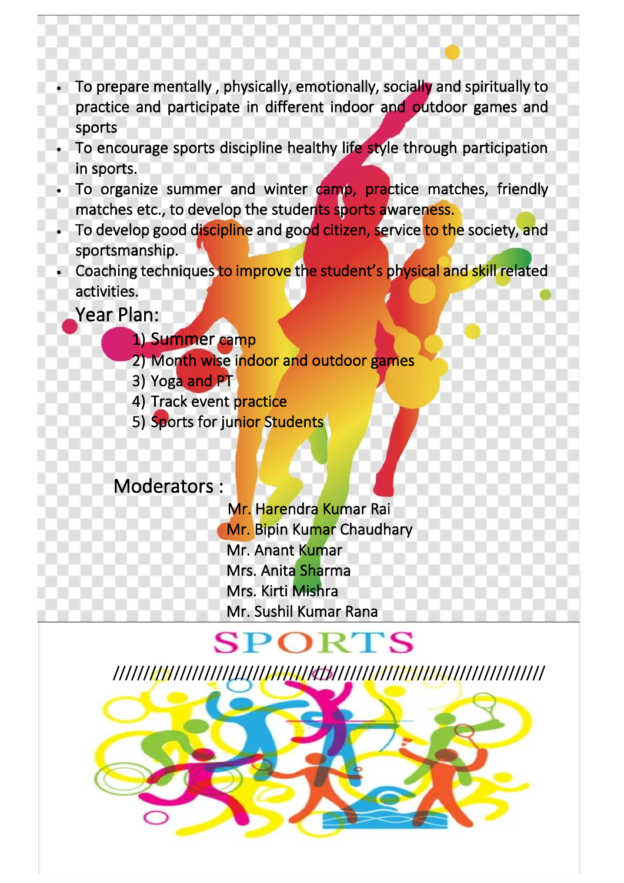- To prepare mentally , physically, emotionally, socially and spiritually to practice and participate in different indoor and outdoor games and sports
- To encourage sports discipline healthy life style through participation in sports.
- To organize summer and winter camp, practice matches, friendly matches etc., to develop the students sports awareness.
- To develop good discipline and good citizen, service to the society, and sportsmanship.
- Coaching techniques to improve the student's physical and skill related activities.

## Year Plan:

1) Summer camp
2) Month wise indoor and outdoor games
3) Yoga and PT
4) Track event practice
5) Sports for junior Students

## Moderators :

Mr. Harendra Kumar Rai
Mr. Bipin Kumar Chaudhary
Mr. Anant Kumar
Mrs. Anita Sharma
Mrs. Kirti Mishra
Mr. Sushil Kumar Rana

# SPORTS